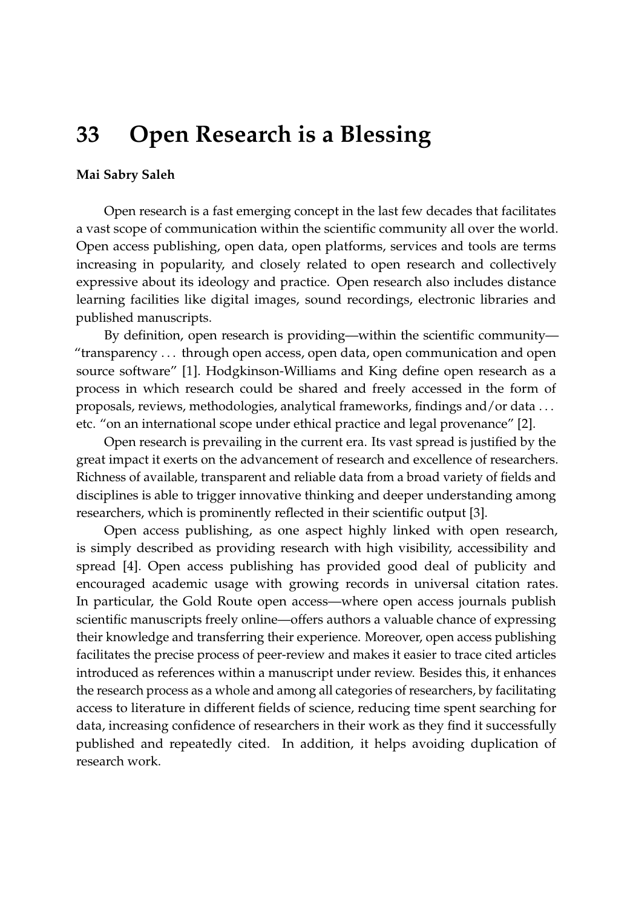# 33 Open Research is a Blessing

**Mai Sabry Saleh**

Open research is a fast emerging concept in the last few decades that facilitates a vast scope of communication within the scientific community all over the world. Open access publishing, open data, open platforms, services and tools are terms increasing in popularity, and closely related to open research and collectively expressive about its ideology and practice. Open research also includes distance learning facilities like digital images, sound recordings, electronic libraries and published manuscripts.

By definition, open research is providing—within the scientific community—"transparency ... through open access, open data, open communication and open source software" [1]. Hodgkinson-Williams and King define open research as a process in which research could be shared and freely accessed in the form of proposals, reviews, methodologies, analytical frameworks, findings and/or data ... etc. "on an international scope under ethical practice and legal provenance" [2].

Open research is prevailing in the current era. Its vast spread is justified by the great impact it exerts on the advancement of research and excellence of researchers. Richness of available, transparent and reliable data from a broad variety of fields and disciplines is able to trigger innovative thinking and deeper understanding among researchers, which is prominently reflected in their scientific output [3].

Open access publishing, as one aspect highly linked with open research, is simply described as providing research with high visibility, accessibility and spread [4]. Open access publishing has provided good deal of publicity and encouraged academic usage with growing records in universal citation rates. In particular, the Gold Route open access—where open access journals publish scientific manuscripts freely online—offers authors a valuable chance of expressing their knowledge and transferring their experience. Moreover, open access publishing facilitates the precise process of peer-review and makes it easier to trace cited articles introduced as references within a manuscript under review. Besides this, it enhances the research process as a whole and among all categories of researchers, by facilitating access to literature in different fields of science, reducing time spent searching for data, increasing confidence of researchers in their work as they find it successfully published and repeatedly cited. In addition, it helps avoiding duplication of research work.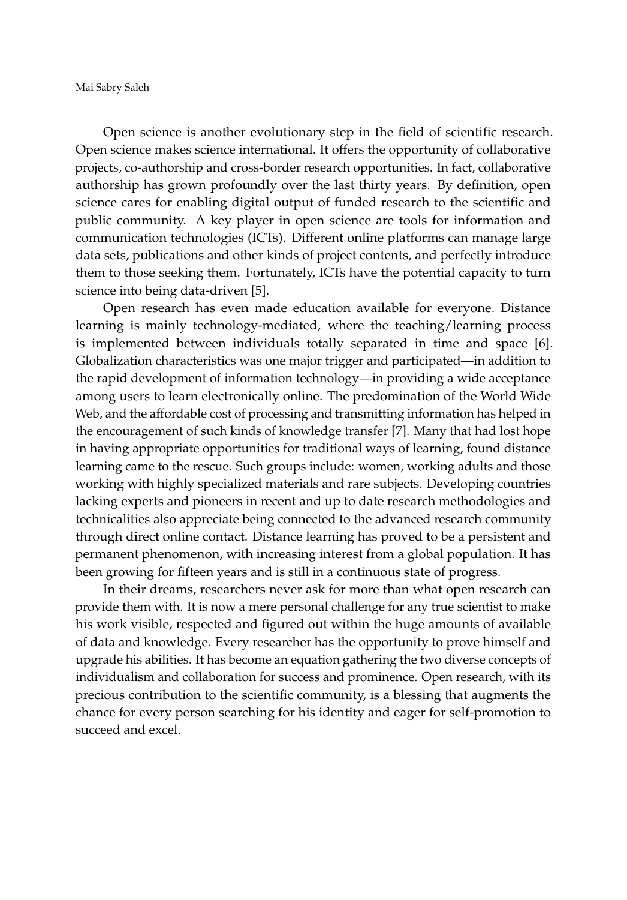Open science is another evolutionary step in the field of scientific research. Open science makes science international. It offers the opportunity of collaborative projects, co-authorship and cross-border research opportunities. In fact, collaborative authorship has grown profoundly over the last thirty years. By definition, open science cares for enabling digital output of funded research to the scientific and public community. A key player in open science are tools for information and communication technologies (ICTs). Different online platforms can manage large data sets, publications and other kinds of project contents, and perfectly introduce them to those seeking them. Fortunately, ICTs have the potential capacity to turn science into being data-driven [5].

Open research has even made education available for everyone. Distance learning is mainly technology-mediated, where the teaching/learning process is implemented between individuals totally separated in time and space [6]. Globalization characteristics was one major trigger and participated—in addition to the rapid development of information technology—in providing a wide acceptance among users to learn electronically online. The predomination of the World Wide Web, and the affordable cost of processing and transmitting information has helped in the encouragement of such kinds of knowledge transfer [7]. Many that had lost hope in having appropriate opportunities for traditional ways of learning, found distance learning came to the rescue. Such groups include: women, working adults and those working with highly specialized materials and rare subjects. Developing countries lacking experts and pioneers in recent and up to date research methodologies and technicalities also appreciate being connected to the advanced research community through direct online contact. Distance learning has proved to be a persistent and permanent phenomenon, with increasing interest from a global population. It has been growing for fifteen years and is still in a continuous state of progress.

In their dreams, researchers never ask for more than what open research can provide them with. It is now a mere personal challenge for any true scientist to make his work visible, respected and figured out within the huge amounts of available of data and knowledge. Every researcher has the opportunity to prove himself and upgrade his abilities. It has become an equation gathering the two diverse concepts of individualism and collaboration for success and prominence. Open research, with its precious contribution to the scientific community, is a blessing that augments the chance for every person searching for his identity and eager for self-promotion to succeed and excel.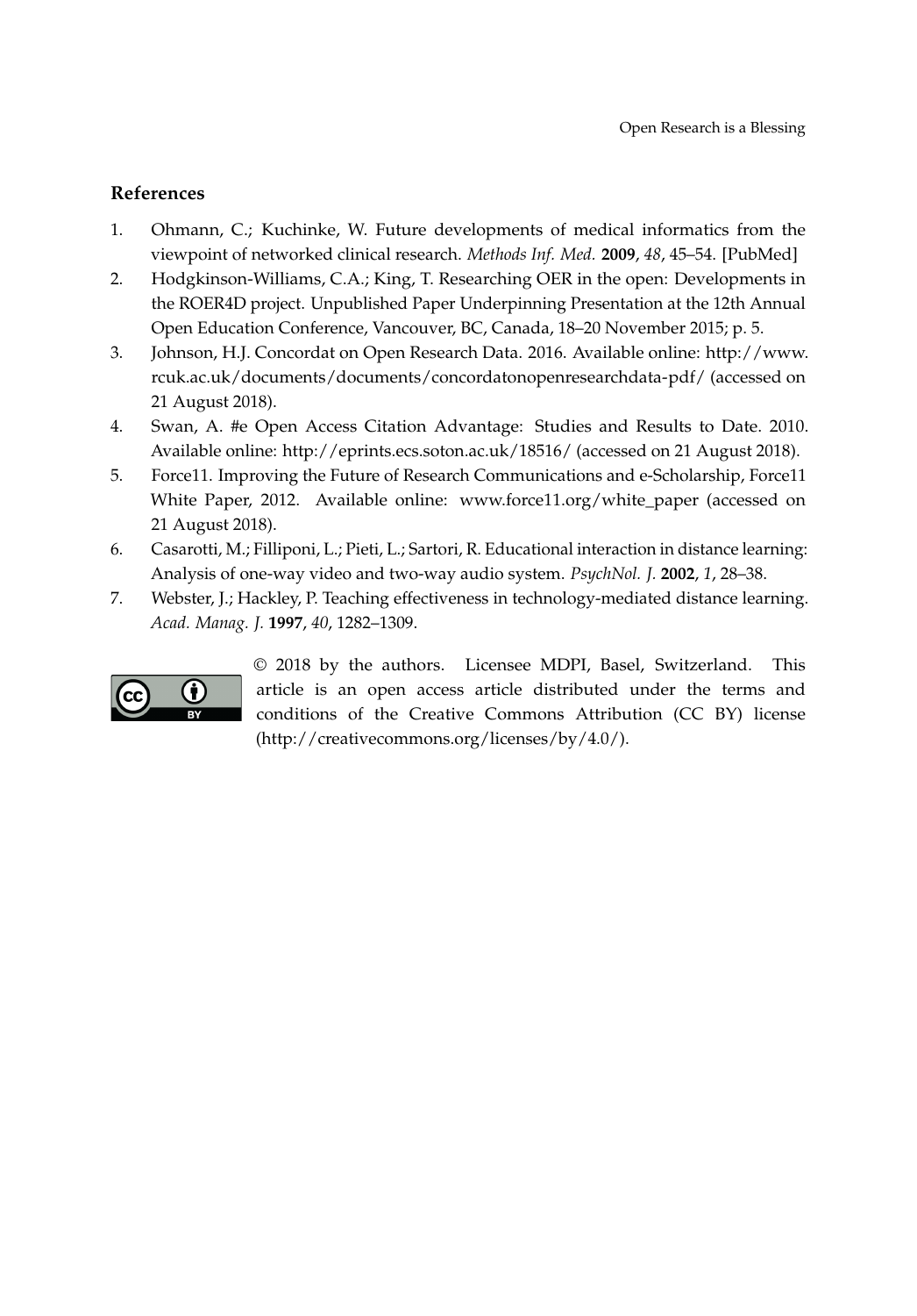## References

1. Ohmann, C.; Kuchinke, W. Future developments of medical informatics from the viewpoint of networked clinical research. *Methods Inf. Med.* **2009**, *48*, 45–54. [PubMed]
2. Hodgkinson-Williams, C.A.; King, T. Researching OER in the open: Developments in the ROER4D project. Unpublished Paper Underpinning Presentation at the 12th Annual Open Education Conference, Vancouver, BC, Canada, 18–20 November 2015; p. 5.
3. Johnson, H.J. Concordat on Open Research Data. 2016. Available online: http://www.rcuk.ac.uk/documents/documents/concordatonopenresearchdata-pdf/ (accessed on 21 August 2018).
4. Swan, A. #e Open Access Citation Advantage: Studies and Results to Date. 2010. Available online: http://eprints.ecs.soton.ac.uk/18516/ (accessed on 21 August 2018).
5. Force11. Improving the Future of Research Communications and e-Scholarship, Force11 White Paper, 2012. Available online: www.force11.org/white_paper (accessed on 21 August 2018).
6. Casarotti, M.; Filliponi, L.; Pieti, L.; Sartori, R. Educational interaction in distance learning: Analysis of one-way video and two-way audio system. *PsychNol. J.* **2002**, *1*, 28–38.
7. Webster, J.; Hackley, P. Teaching effectiveness in technology-mediated distance learning. *Acad. Manag. J.* **1997**, *40*, 1282–1309.

© 2018 by the authors. Licensee MDPI, Basel, Switzerland. This article is an open access article distributed under the terms and conditions of the Creative Commons Attribution (CC BY) license (http://creativecommons.org/licenses/by/4.0/).